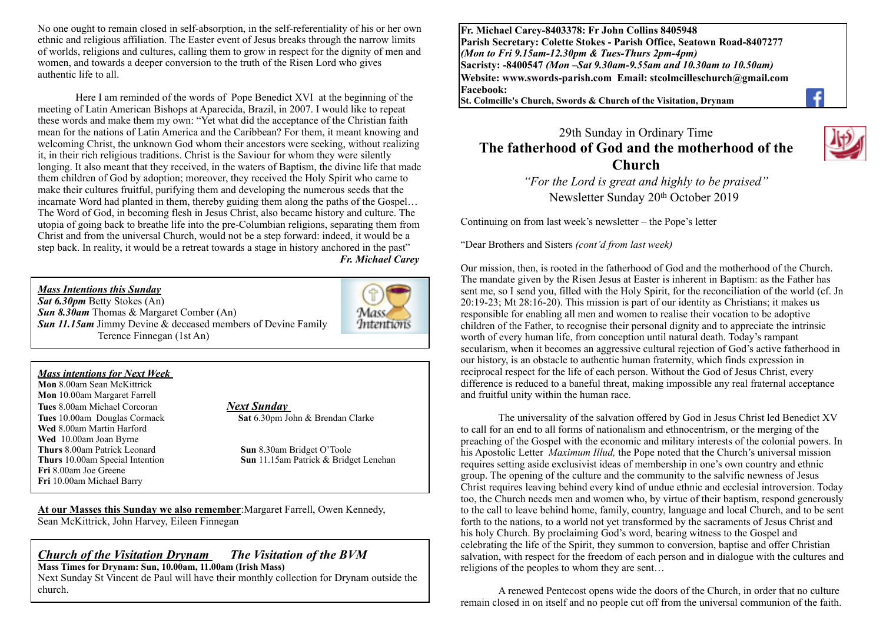No one ought to remain closed in self-absorption, in the self-referentiality of his or her own ethnic and religious affiliation. The Easter event of Jesus breaks through the narrow limits of worlds, religions and cultures, calling them to grow in respect for the dignity of men and women, and towards a deeper conversion to the truth of the Risen Lord who gives authentic life to all.

Here I am reminded of the words of Pope Benedict XVI at the beginning of the meeting of Latin American Bishops at Aparecida, Brazil, in 2007. I would like to repeat these words and make them my own: "Yet what did the acceptance of the Christian faith mean for the nations of Latin America and the Caribbean? For them, it meant knowing and welcoming Christ, the unknown God whom their ancestors were seeking, without realizing it, in their rich religious traditions. Christ is the Saviour for whom they were silently longing. It also meant that they received, in the waters of Baptism, the divine life that made them children of God by adoption; moreover, they received the Holy Spirit who came to make their cultures fruitful, purifying them and developing the numerous seeds that the incarnate Word had planted in them, thereby guiding them along the paths of the Gospel… The Word of God, in becoming flesh in Jesus Christ, also became history and culture. The utopia of going back to breathe life into the pre-Columbian religions, separating them from Christ and from the universal Church, would not be a step forward: indeed, it would be a step back. In reality, it would be a retreat towards a stage in history anchored in the past"

***Fr. Michael Carey***

***Mass Intentions this Sunday***

***Sat 6.30pm*** Betty Stokes (An)
***Sun 8.30am*** Thomas & Margaret Comber (An)
***Sun 11.15am*** Jimmy Devine & deceased members of Devine Family
Terence Finnegan (1st An)

***Mass intentions for Next Week***

**Mon** 8.00am Sean McKittrick
**Mon** 10.00am Margaret Farrell
**Tues** 8.00am Michael Corcoran
**Tues** 10.00am Douglas Cormack
**Wed** 8.00am Martin Harford
**Wed** 10.00am Joan Byrne
**Thurs** 8.00am Patrick Leonard
**Thurs** 10.00am Special Intention
**Fri** 8.00am Joe Greene
**Fri** 10.00am Michael Barry

***Next Sunday***

**Sat** 6.30pm John & Brendan Clarke
**Sun** 8.30am Bridget O'Toole
**Sun** 11.15am Patrick & Bridget Lenehan

**At our Masses this Sunday we also remember**: Margaret Farrell, Owen Kennedy, Sean McKittrick, John Harvey, Eileen Finnegan

***Church of the Visitation Drynam*** ***The Visitation of the BVM***

**Mass Times for Drynam: Sun, 10.00am, 11.00am (Irish Mass)**
Next Sunday St Vincent de Paul will have their monthly collection for Drynam outside the church.

**Fr. Michael Carey-8403378: Fr John Collins 8405948**
**Parish Secretary: Colette Stokes - Parish Office, Seatown Road-8407277**
***(Mon to Fri 9.15am-12.30pm & Tues-Thurs 2pm-4pm)***
**Sacristy: -8400547** ***(Mon –Sat 9.30am-9.55am and 10.30am to 10.50am)***
**Website: www.swords-parish.com Email: stcolmcilleschurch@gmail.com**
**Facebook:**
**St. Colmcille's Church, Swords & Church of the Visitation, Drynam**

29th Sunday in Ordinary Time

## The fatherhood of God and the motherhood of the Church

*"For the Lord is great and highly to be praised"*

Newsletter Sunday 20th October 2019

Continuing on from last week's newsletter – the Pope's letter

"Dear Brothers and Sisters *(cont'd from last week)*

Our mission, then, is rooted in the fatherhood of God and the motherhood of the Church. The mandate given by the Risen Jesus at Easter is inherent in Baptism: as the Father has sent me, so I send you, filled with the Holy Spirit, for the reconciliation of the world (cf. Jn 20:19-23; Mt 28:16-20). This mission is part of our identity as Christians; it makes us responsible for enabling all men and women to realise their vocation to be adoptive children of the Father, to recognise their personal dignity and to appreciate the intrinsic worth of every human life, from conception until natural death. Today's rampant secularism, when it becomes an aggressive cultural rejection of God's active fatherhood in our history, is an obstacle to authentic human fraternity, which finds expression in reciprocal respect for the life of each person. Without the God of Jesus Christ, every difference is reduced to a baneful threat, making impossible any real fraternal acceptance and fruitful unity within the human race.

The universality of the salvation offered by God in Jesus Christ led Benedict XV to call for an end to all forms of nationalism and ethnocentrism, or the merging of the preaching of the Gospel with the economic and military interests of the colonial powers. In his Apostolic Letter *Maximum Illud,* the Pope noted that the Church's universal mission requires setting aside exclusivist ideas of membership in one's own country and ethnic group. The opening of the culture and the community to the salvific newness of Jesus Christ requires leaving behind every kind of undue ethnic and ecclesial introversion. Today too, the Church needs men and women who, by virtue of their baptism, respond generously to the call to leave behind home, family, country, language and local Church, and to be sent forth to the nations, to a world not yet transformed by the sacraments of Jesus Christ and his holy Church. By proclaiming God's word, bearing witness to the Gospel and celebrating the life of the Spirit, they summon to conversion, baptise and offer Christian salvation, with respect for the freedom of each person and in dialogue with the cultures and religions of the peoples to whom they are sent…

A renewed Pentecost opens wide the doors of the Church, in order that no culture remain closed in on itself and no people cut off from the universal communion of the faith.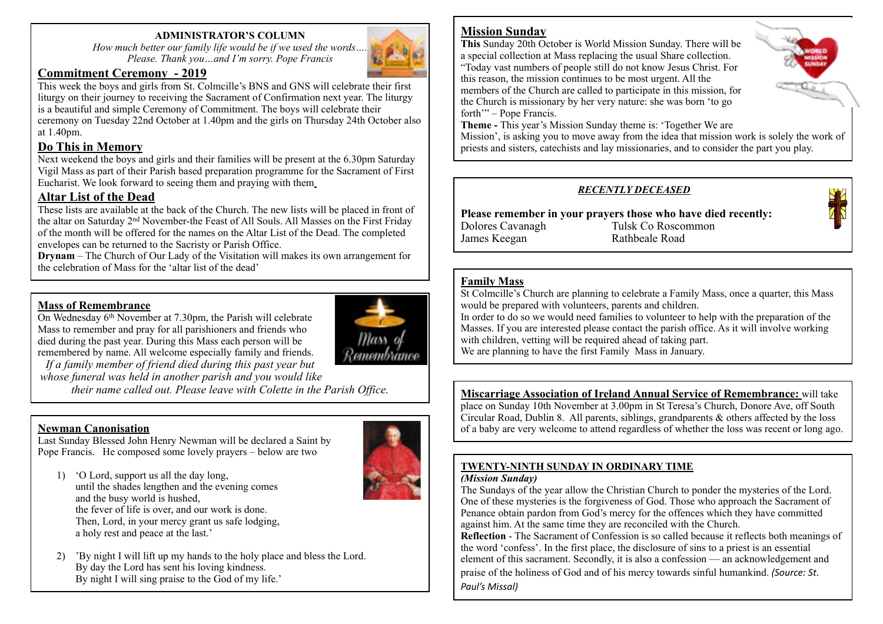**ADMINISTRATOR'S COLUMN**

*How much better our family life would be if we used the words…. Please. Thank you…and I'm sorry. Pope Francis*

## Commitment Ceremony - 2019

This week the boys and girls from St. Colmcille's BNS and GNS will celebrate their first liturgy on their journey to receiving the Sacrament of Confirmation next year. The liturgy is a beautiful and simple Ceremony of Commitment. The boys will celebrate their ceremony on Tuesday 22nd October at 1.40pm and the girls on Thursday 24th October also at 1.40pm.

## Do This in Memory

Next weekend the boys and girls and their families will be present at the 6.30pm Saturday Vigil Mass as part of their Parish based preparation programme for the Sacrament of First Eucharist. We look forward to seeing them and praying with them.

## Altar List of the Dead

These lists are available at the back of the Church. The new lists will be placed in front of the altar on Saturday 2nd November-the Feast of All Souls. All Masses on the First Friday of the month will be offered for the names on the Altar List of the Dead. The completed envelopes can be returned to the Sacristy or Parish Office.

**Drynam** – The Church of Our Lady of the Visitation will makes its own arrangement for the celebration of Mass for the 'altar list of the dead'

## Mass of Remembrance

On Wednesday 6th November at 7.30pm, the Parish will celebrate Mass to remember and pray for all parishioners and friends who died during the past year. During this Mass each person will be remembered by name. All welcome especially family and friends.

*If a family member of friend died during this past year but whose funeral was held in another parish and you would like their name called out. Please leave with Colette in the Parish Office.*

## Newman Canonisation

Last Sunday Blessed John Henry Newman will be declared a Saint by Pope Francis. He composed some lovely prayers – below are two

1) 'O Lord, support us all the day long,
until the shades lengthen and the evening comes
and the busy world is hushed,
the fever of life is over, and our work is done.
Then, Lord, in your mercy grant us safe lodging,
a holy rest and peace at the last.'

2) 'By night I will lift up my hands to the holy place and bless the Lord.
By day the Lord has sent his loving kindness.
By night I will sing praise to the God of my life.'

## Mission Sunday

**This** Sunday 20th October is World Mission Sunday. There will be a special collection at Mass replacing the usual Share collection. "Today vast numbers of people still do not know Jesus Christ. For this reason, the mission continues to be most urgent. All the members of the Church are called to participate in this mission, for the Church is missionary by her very nature: she was born 'to go forth'" – Pope Francis.

**Theme -** This year's Mission Sunday theme is: 'Together We are Mission', is asking you to move away from the idea that mission work is solely the work of priests and sisters, catechists and lay missionaries, and to consider the part you play.

## *RECENTLY DECEASED*

**Please remember in your prayers those who have died recently:**

Dolores Cavanagh — Tulsk Co Roscommon
James Keegan — Rathbeale Road

## Family Mass

St Colmcille's Church are planning to celebrate a Family Mass, once a quarter, this Mass would be prepared with volunteers, parents and children.

In order to do so we would need families to volunteer to help with the preparation of the Masses. If you are interested please contact the parish office. As it will involve working with children, vetting will be required ahead of taking part.

We are planning to have the first Family Mass in January.

**Miscarriage Association of Ireland Annual Service of Remembrance:** will take place on Sunday 10th November at 3.00pm in St Teresa's Church, Donore Ave, off South Circular Road, Dublin 8. All parents, siblings, grandparents & others affected by the loss of a baby are very welcome to attend regardless of whether the loss was recent or long ago.

## TWENTY-NINTH SUNDAY IN ORDINARY TIME

***(Mission Sunday)***

The Sundays of the year allow the Christian Church to ponder the mysteries of the Lord. One of these mysteries is the forgiveness of God. Those who approach the Sacrament of Penance obtain pardon from God's mercy for the offences which they have committed against him. At the same time they are reconciled with the Church.

**Reflection** - The Sacrament of Confession is so called because it reflects both meanings of the word 'confess'. In the first place, the disclosure of sins to a priest is an essential element of this sacrament. Secondly, it is also a confession — an acknowledgement and praise of the holiness of God and of his mercy towards sinful humankind. *(Source: St. Paul's Missal)*